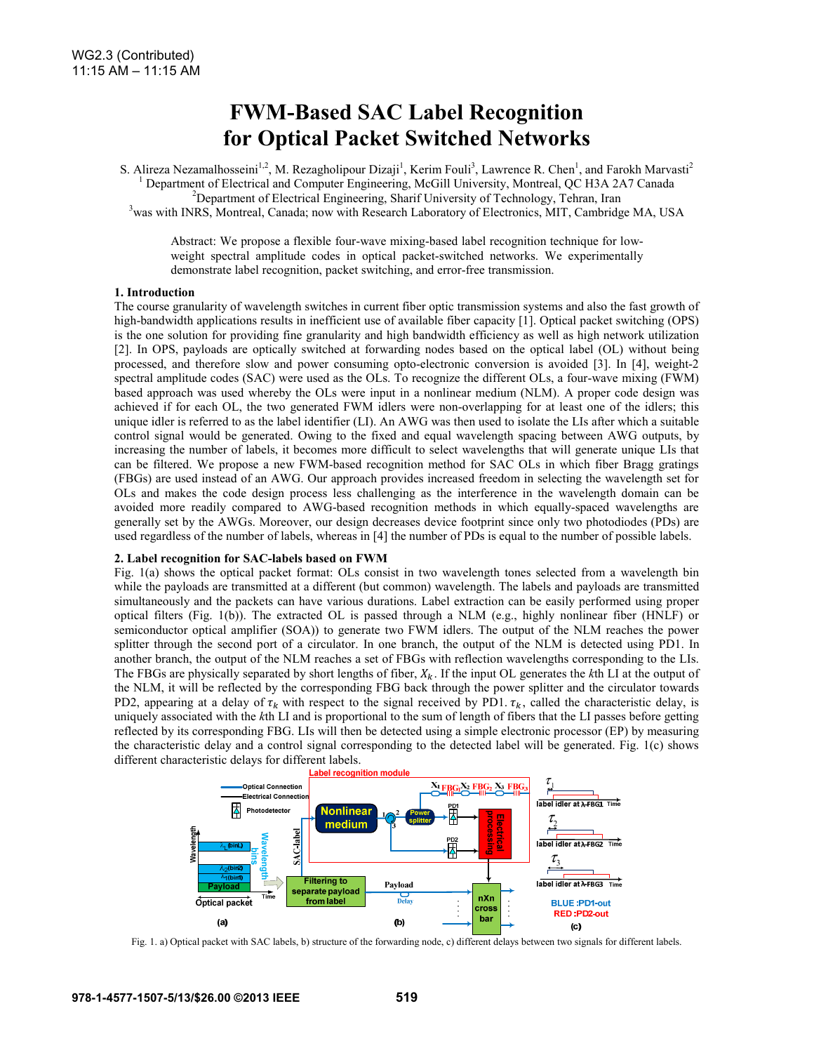# FWM-Based SAC Label Recognition for Optical Packet Switched Networks

S. Alireza Nezamalhosseini[1,2], M. Rezagholipour Dizaji[1], Kerim Fouli[3], Lawrence R. Chen[1], and Farokh Marvasti[2]

[1] Department of Electrical and Computer Engineering, McGill University, Montreal, QC H3A 2A7 Canada

[2] Department of Electrical Engineering, Sharif University of Technology, Tehran, Iran

[3] was with INRS, Montreal, Canada; now with Research Laboratory of Electronics, MIT, Cambridge MA, USA

Abstract: We propose a flexible four-wave mixing-based label recognition technique for low-weight spectral amplitude codes in optical packet-switched networks. We experimentally demonstrate label recognition, packet switching, and error-free transmission.

## 1. Introduction

The course granularity of wavelength switches in current fiber optic transmission systems and also the fast growth of high-bandwidth applications results in inefficient use of available fiber capacity [1]. Optical packet switching (OPS) is the one solution for providing fine granularity and high bandwidth efficiency as well as high network utilization [2]. In OPS, payloads are optically switched at forwarding nodes based on the optical label (OL) without being processed, and therefore slow and power consuming opto-electronic conversion is avoided [3]. In [4], weight-2 spectral amplitude codes (SAC) were used as the OLs. To recognize the different OLs, a four-wave mixing (FWM) based approach was used whereby the OLs were input in a nonlinear medium (NLM). A proper code design was achieved if for each OL, the two generated FWM idlers were non-overlapping for at least one of the idlers; this unique idler is referred to as the label identifier (LI). An AWG was then used to isolate the LIs after which a suitable control signal would be generated. Owing to the fixed and equal wavelength spacing between AWG outputs, by increasing the number of labels, it becomes more difficult to select wavelengths that will generate unique LIs that can be filtered. We propose a new FWM-based recognition method for SAC OLs in which fiber Bragg gratings (FBGs) are used instead of an AWG. Our approach provides increased freedom in selecting the wavelength set for OLs and makes the code design process less challenging as the interference in the wavelength domain can be avoided more readily compared to AWG-based recognition methods in which equally-spaced wavelengths are generally set by the AWGs. Moreover, our design decreases device footprint since only two photodiodes (PDs) are used regardless of the number of labels, whereas in [4] the number of PDs is equal to the number of possible labels.

## 2. Label recognition for SAC-labels based on FWM

Fig. 1(a) shows the optical packet format: OLs consist in two wavelength tones selected from a wavelength bin while the payloads are transmitted at a different (but common) wavelength. The labels and payloads are transmitted simultaneously and the packets can have various durations. Label extraction can be easily performed using proper optical filters (Fig. 1(b)). The extracted OL is passed through a NLM (e.g., highly nonlinear fiber (HNLF) or semiconductor optical amplifier (SOA)) to generate two FWM idlers. The output of the NLM reaches the power splitter through the second port of a circulator. In one branch, the output of the NLM is detected using PD1. In another branch, the output of the NLM reaches a set of FBGs with reflection wavelengths corresponding to the LIs. The FBGs are physically separated by short lengths of fiber, $X_k$. If the input OL generates the $k$th LI at the output of the NLM, it will be reflected by the corresponding FBG back through the power splitter and the circulator towards PD2, appearing at a delay of $\tau_k$ with respect to the signal received by PD1. $\tau_k$, called the characteristic delay, is uniquely associated with the $k$th LI and is proportional to the sum of length of fibers that the LI passes before getting reflected by its corresponding FBG. LIs will then be detected using a simple electronic processor (EP) by measuring the characteristic delay and a control signal corresponding to the detected label will be generated. Fig. 1(c) shows different characteristic delays for different labels.

Label recognition module
Optical Connection
Electrical Connection
Photodetector
Wavelength
$\lambda_1$(binL)
$\lambda_2$(bin2)
$\lambda_1$(bin1)
Payload
Time
Optical packet
(a)
Wavelength bins
SAC-label
Filtering to separate payload from label
Nonlinear medium
1 2 3
Power splitter
$X_1$ FBG$_1$ $X_2$ FBG$_2$ $X_3$ FBG$_3$
PD1
PD2
Electrical processing
Payload
Delay
nXn cross bar
(b)
$\tau_1$
label idler at $\lambda$-FBG1 Time
$\tau_2$
label idler at $\lambda$-FBG2 Time
$\tau_3$
label idler at $\lambda$-FBG3 Time
BLUE :PD1-out
RED :PD2-out
(c)

Fig. 1. a) Optical packet with SAC labels, b) structure of the forwarding node, c) different delays between two signals for different labels.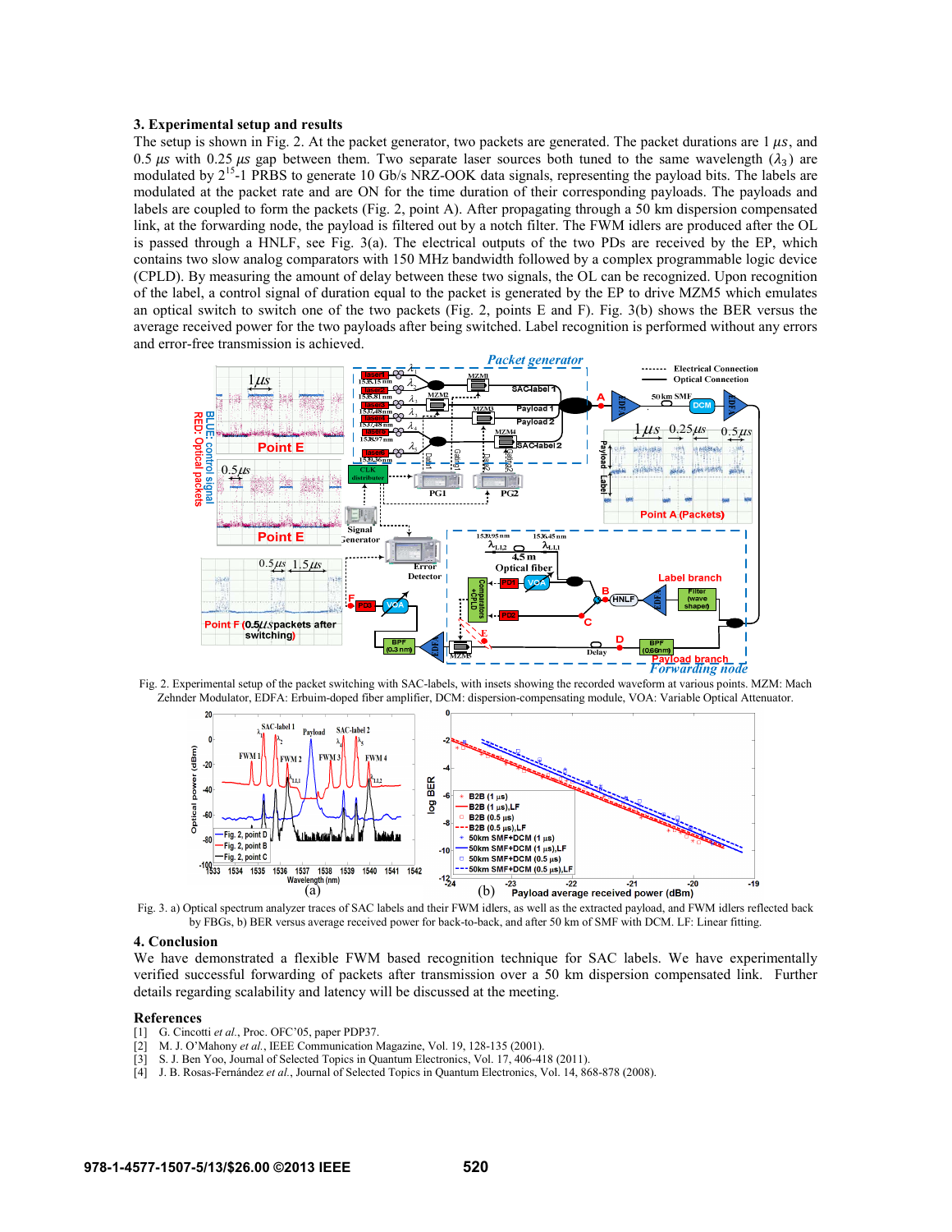## 3. Experimental setup and results

The setup is shown in Fig. 2. At the packet generator, two packets are generated. The packet durations are 1 $\mu s$, and 0.5 $\mu s$ with 0.25 $\mu s$ gap between them. Two separate laser sources both tuned to the same wavelength ($\lambda_3$) are modulated by $2^{15}$-1 PRBS to generate 10 Gb/s NRZ-OOK data signals, representing the payload bits. The labels are modulated at the packet rate and are ON for the time duration of their corresponding payloads. The payloads and labels are coupled to form the packets (Fig. 2, point A). After propagating through a 50 km dispersion compensated link, at the forwarding node, the payload is filtered out by a notch filter. The FWM idlers are produced after the OL is passed through a HNLF, see Fig. 3(a). The electrical outputs of the two PDs are received by the EP, which contains two slow analog comparators with 150 MHz bandwidth followed by a complex programmable logic device (CPLD). By measuring the amount of delay between these two signals, the OL can be recognized. Upon recognition of the label, a control signal of duration equal to the packet is generated by the EP to drive MZM5 which emulates an optical switch to switch one of the two packets (Fig. 2, points E and F). Fig. 3(b) shows the BER versus the average received power for the two payloads after being switched. Label recognition is performed without any errors and error-free transmission is achieved.

Fig. 2. Experimental setup of the packet switching with SAC-labels, with insets showing the recorded waveform at various points. MZM: Mach Zehnder Modulator, EDFA: Erbuim-doped fiber amplifier, DCM: dispersion-compensating module, VOA: Variable Optical Attenuator.

Fig. 3. a) Optical spectrum analyzer traces of SAC labels and their FWM idlers, as well as the extracted payload, and FWM idlers reflected back by FBGs, b) BER versus average received power for back-to-back, and after 50 km of SMF with DCM. LF: Linear fitting.

## 4. Conclusion

We have demonstrated a flexible FWM based recognition technique for SAC labels. We have experimentally verified successful forwarding of packets after transmission over a 50 km dispersion compensated link. Further details regarding scalability and latency will be discussed at the meeting.

## References

[1] G. Cincotti *et al.*, Proc. OFC'05, paper PDP37.
[2] M. J. O'Mahony *et al.*, IEEE Communication Magazine, Vol. 19, 128-135 (2001).
[3] S. J. Ben Yoo, Journal of Selected Topics in Quantum Electronics, Vol. 17, 406-418 (2011).
[4] J. B. Rosas-Fernández *et al.*, Journal of Selected Topics in Quantum Electronics, Vol. 14, 868-878 (2008).